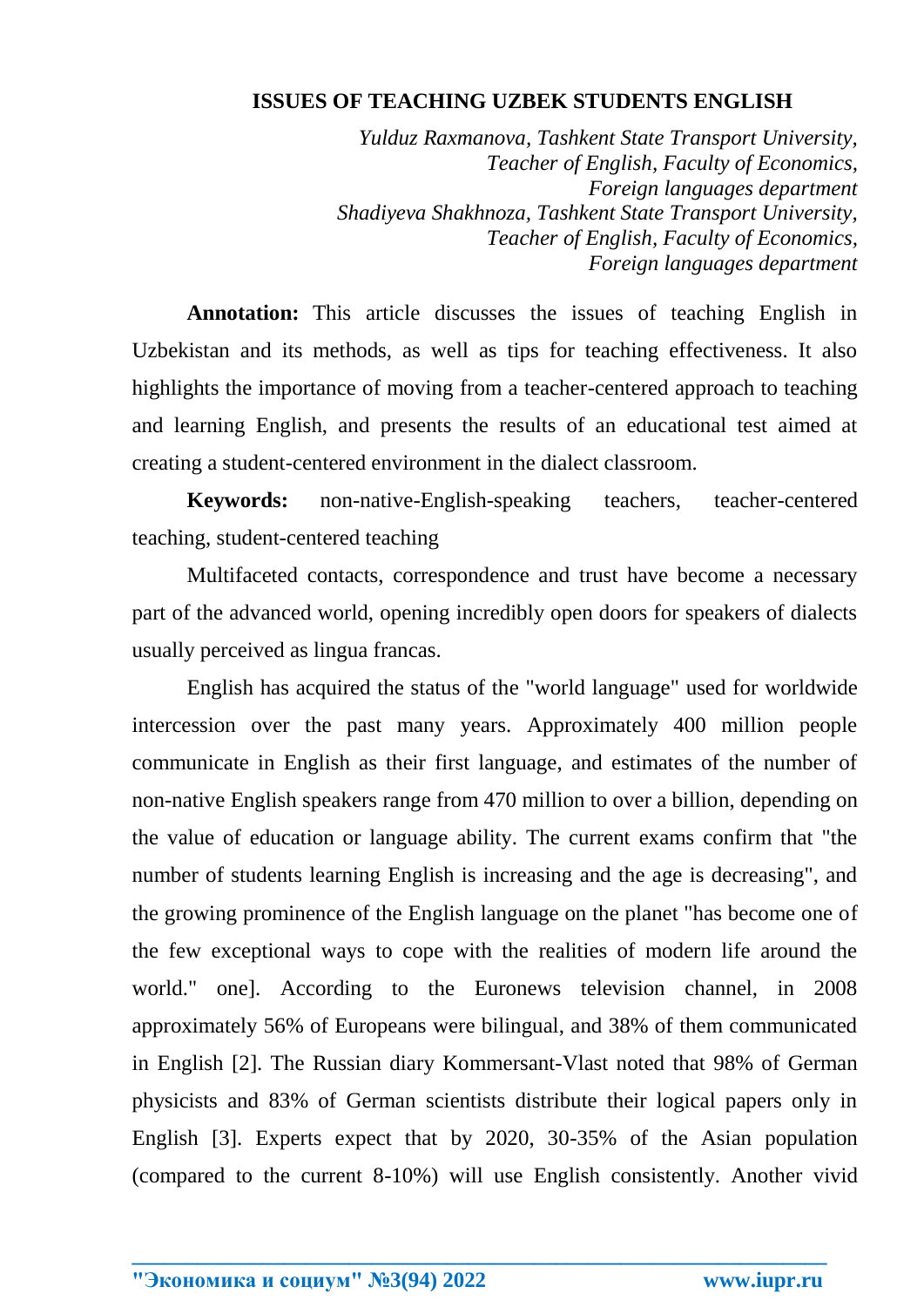# ISSUES OF TEACHING UZBEK STUDENTS ENGLISH

*Yulduz Raxmanova, Tashkent State Transport University, Teacher of English, Faculty of Economics, Foreign languages department*
*Shadiyeva Shakhnoza, Tashkent State Transport University, Teacher of English, Faculty of Economics, Foreign languages department*

**Annotation:** This article discusses the issues of teaching English in Uzbekistan and its methods, as well as tips for teaching effectiveness. It also highlights the importance of moving from a teacher-centered approach to teaching and learning English, and presents the results of an educational test aimed at creating a student-centered environment in the dialect classroom.

**Keywords:** non-native-English-speaking teachers, teacher-centered teaching, student-centered teaching

Multifaceted contacts, correspondence and trust have become a necessary part of the advanced world, opening incredibly open doors for speakers of dialects usually perceived as lingua francas.

English has acquired the status of the "world language" used for worldwide intercession over the past many years. Approximately 400 million people communicate in English as their first language, and estimates of the number of non-native English speakers range from 470 million to over a billion, depending on the value of education or language ability. The current exams confirm that "the number of students learning English is increasing and the age is decreasing", and the growing prominence of the English language on the planet "has become one of the few exceptional ways to cope with the realities of modern life around the world." one]. According to the Euronews television channel, in 2008 approximately 56% of Europeans were bilingual, and 38% of them communicated in English [2]. The Russian diary Kommersant-Vlast noted that 98% of German physicists and 83% of German scientists distribute their logical papers only in English [3]. Experts expect that by 2020, 30-35% of the Asian population (compared to the current 8-10%) will use English consistently. Another vivid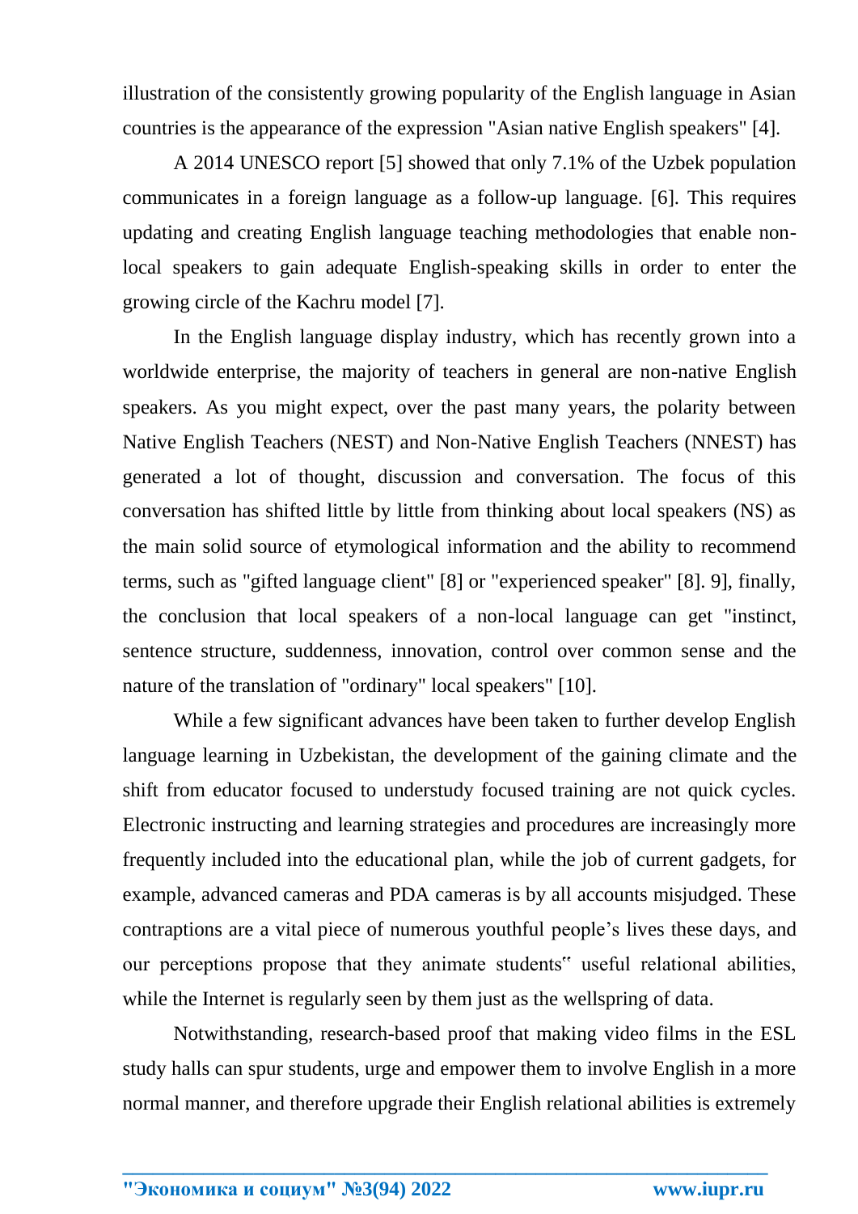illustration of the consistently growing popularity of the English language in Asian countries is the appearance of the expression "Asian native English speakers" [4].

A 2014 UNESCO report [5] showed that only 7.1% of the Uzbek population communicates in a foreign language as a follow-up language. [6]. This requires updating and creating English language teaching methodologies that enable non-local speakers to gain adequate English-speaking skills in order to enter the growing circle of the Kachru model [7].

In the English language display industry, which has recently grown into a worldwide enterprise, the majority of teachers in general are non-native English speakers. As you might expect, over the past many years, the polarity between Native English Teachers (NEST) and Non-Native English Teachers (NNEST) has generated a lot of thought, discussion and conversation. The focus of this conversation has shifted little by little from thinking about local speakers (NS) as the main solid source of etymological information and the ability to recommend terms, such as "gifted language client" [8] or "experienced speaker" [8]. 9], finally, the conclusion that local speakers of a non-local language can get "instinct, sentence structure, suddenness, innovation, control over common sense and the nature of the translation of "ordinary" local speakers" [10].

While a few significant advances have been taken to further develop English language learning in Uzbekistan, the development of the gaining climate and the shift from educator focused to understudy focused training are not quick cycles. Electronic instructing and learning strategies and procedures are increasingly more frequently included into the educational plan, while the job of current gadgets, for example, advanced cameras and PDA cameras is by all accounts misjudged. These contraptions are a vital piece of numerous youthful people's lives these days, and our perceptions propose that they animate students" useful relational abilities, while the Internet is regularly seen by them just as the wellspring of data.

Notwithstanding, research-based proof that making video films in the ESL study halls can spur students, urge and empower them to involve English in a more normal manner, and therefore upgrade their English relational abilities is extremely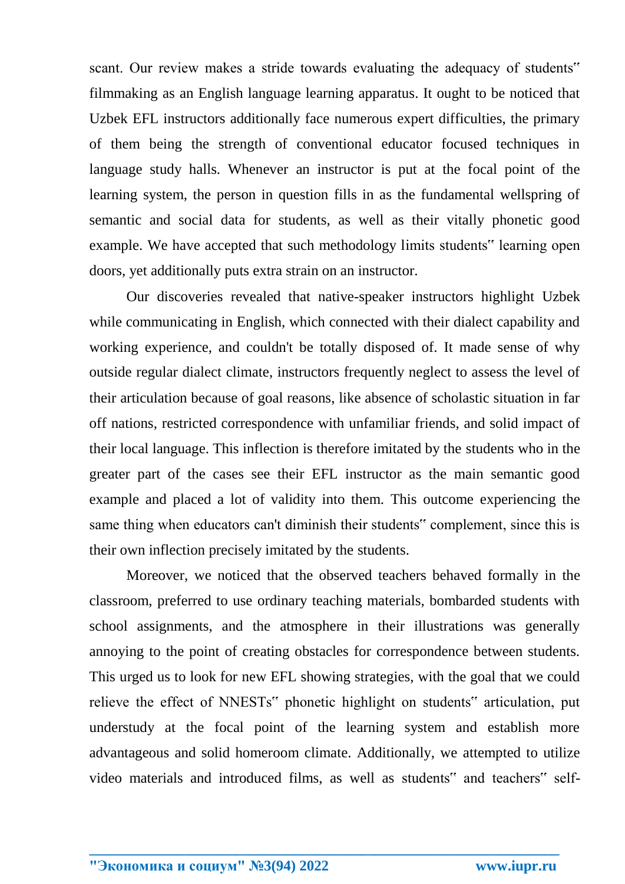scant. Our review makes a stride towards evaluating the adequacy of students‟ filmmaking as an English language learning apparatus. It ought to be noticed that Uzbek EFL instructors additionally face numerous expert difficulties, the primary of them being the strength of conventional educator focused techniques in language study halls. Whenever an instructor is put at the focal point of the learning system, the person in question fills in as the fundamental wellspring of semantic and social data for students, as well as their vitally phonetic good example. We have accepted that such methodology limits students‟ learning open doors, yet additionally puts extra strain on an instructor.

Our discoveries revealed that native-speaker instructors highlight Uzbek while communicating in English, which connected with their dialect capability and working experience, and couldn't be totally disposed of. It made sense of why outside regular dialect climate, instructors frequently neglect to assess the level of their articulation because of goal reasons, like absence of scholastic situation in far off nations, restricted correspondence with unfamiliar friends, and solid impact of their local language. This inflection is therefore imitated by the students who in the greater part of the cases see their EFL instructor as the main semantic good example and placed a lot of validity into them. This outcome experiencing the same thing when educators can't diminish their students‟ complement, since this is their own inflection precisely imitated by the students.

Moreover, we noticed that the observed teachers behaved formally in the classroom, preferred to use ordinary teaching materials, bombarded students with school assignments, and the atmosphere in their illustrations was generally annoying to the point of creating obstacles for correspondence between students. This urged us to look for new EFL showing strategies, with the goal that we could relieve the effect of NNESTs‟ phonetic highlight on students‟ articulation, put understudy at the focal point of the learning system and establish more advantageous and solid homeroom climate. Additionally, we attempted to utilize video materials and introduced films, as well as students‟ and teachers‟ self-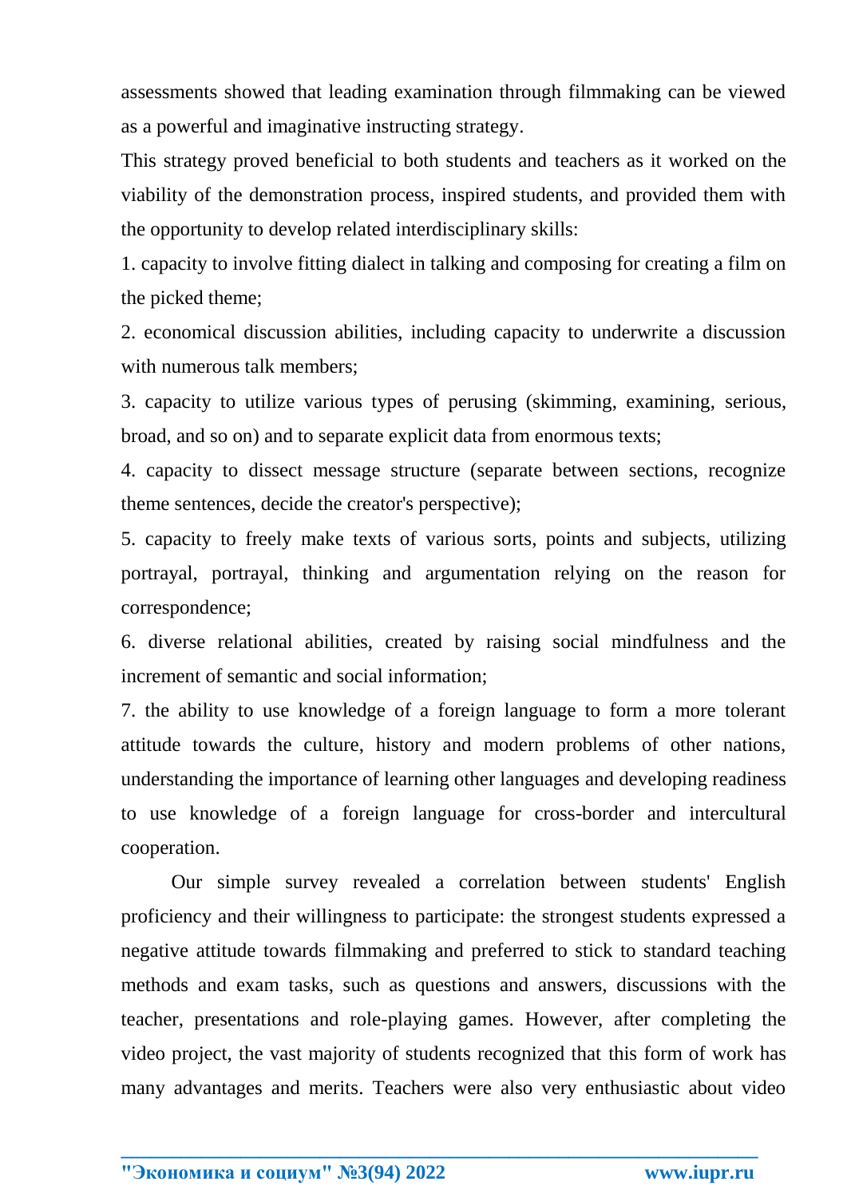assessments showed that leading examination through filmmaking can be viewed as a powerful and imaginative instructing strategy.

This strategy proved beneficial to both students and teachers as it worked on the viability of the demonstration process, inspired students, and provided them with the opportunity to develop related interdisciplinary skills:

1. capacity to involve fitting dialect in talking and composing for creating a film on the picked theme;
2. economical discussion abilities, including capacity to underwrite a discussion with numerous talk members;
3. capacity to utilize various types of perusing (skimming, examining, serious, broad, and so on) and to separate explicit data from enormous texts;
4. capacity to dissect message structure (separate between sections, recognize theme sentences, decide the creator's perspective);
5. capacity to freely make texts of various sorts, points and subjects, utilizing portrayal, portrayal, thinking and argumentation relying on the reason for correspondence;
6. diverse relational abilities, created by raising social mindfulness and the increment of semantic and social information;
7. the ability to use knowledge of a foreign language to form a more tolerant attitude towards the culture, history and modern problems of other nations, understanding the importance of learning other languages and developing readiness to use knowledge of a foreign language for cross-border and intercultural cooperation.

Our simple survey revealed a correlation between students' English proficiency and their willingness to participate: the strongest students expressed a negative attitude towards filmmaking and preferred to stick to standard teaching methods and exam tasks, such as questions and answers, discussions with the teacher, presentations and role-playing games. However, after completing the video project, the vast majority of students recognized that this form of work has many advantages and merits. Teachers were also very enthusiastic about video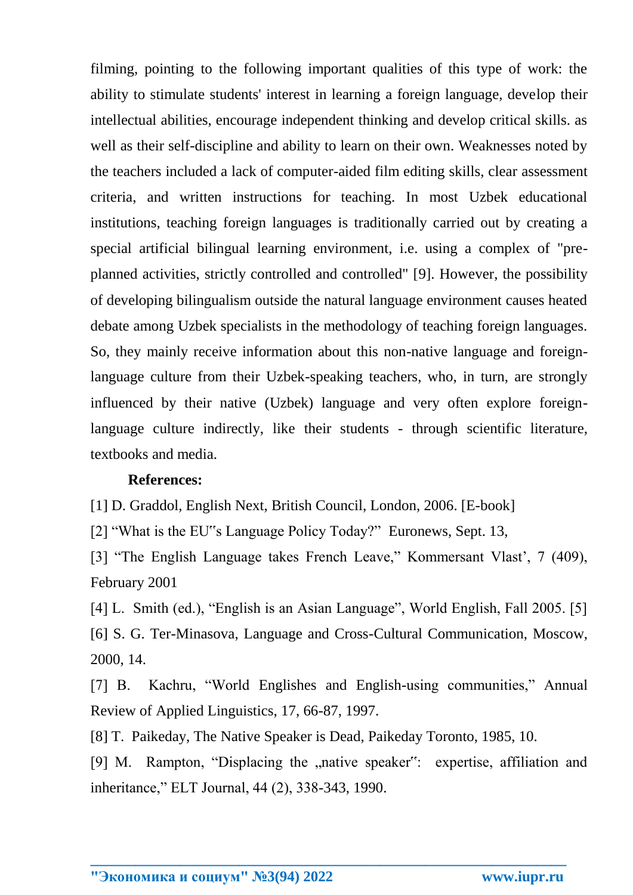filming, pointing to the following important qualities of this type of work: the ability to stimulate students' interest in learning a foreign language, develop their intellectual abilities, encourage independent thinking and develop critical skills. as well as their self-discipline and ability to learn on their own. Weaknesses noted by the teachers included a lack of computer-aided film editing skills, clear assessment criteria, and written instructions for teaching. In most Uzbek educational institutions, teaching foreign languages is traditionally carried out by creating a special artificial bilingual learning environment, i.e. using a complex of "pre-planned activities, strictly controlled and controlled" [9]. However, the possibility of developing bilingualism outside the natural language environment causes heated debate among Uzbek specialists in the methodology of teaching foreign languages. So, they mainly receive information about this non-native language and foreign-language culture from their Uzbek-speaking teachers, who, in turn, are strongly influenced by their native (Uzbek) language and very often explore foreign-language culture indirectly, like their students - through scientific literature, textbooks and media.

**References:**

[1] D. Graddol, English Next, British Council, London, 2006. [E-book]

[2] "What is the EU‟s Language Policy Today?" Euronews, Sept. 13,

[3] "The English Language takes French Leave," Kommersant Vlast', 7 (409), February 2001

[4] L. Smith (ed.), "English is an Asian Language", World English, Fall 2005. [5]

[6] S. G. Ter-Minasova, Language and Cross-Cultural Communication, Moscow, 2000, 14.

[7] B. Kachru, "World Englishes and English-using communities," Annual Review of Applied Linguistics, 17, 66-87, 1997.

[8] T. Paikeday, The Native Speaker is Dead, Paikeday Toronto, 1985, 10.

[9] M. Rampton, "Displacing the „native speaker‟: expertise, affiliation and inheritance," ELT Journal, 44 (2), 338-343, 1990.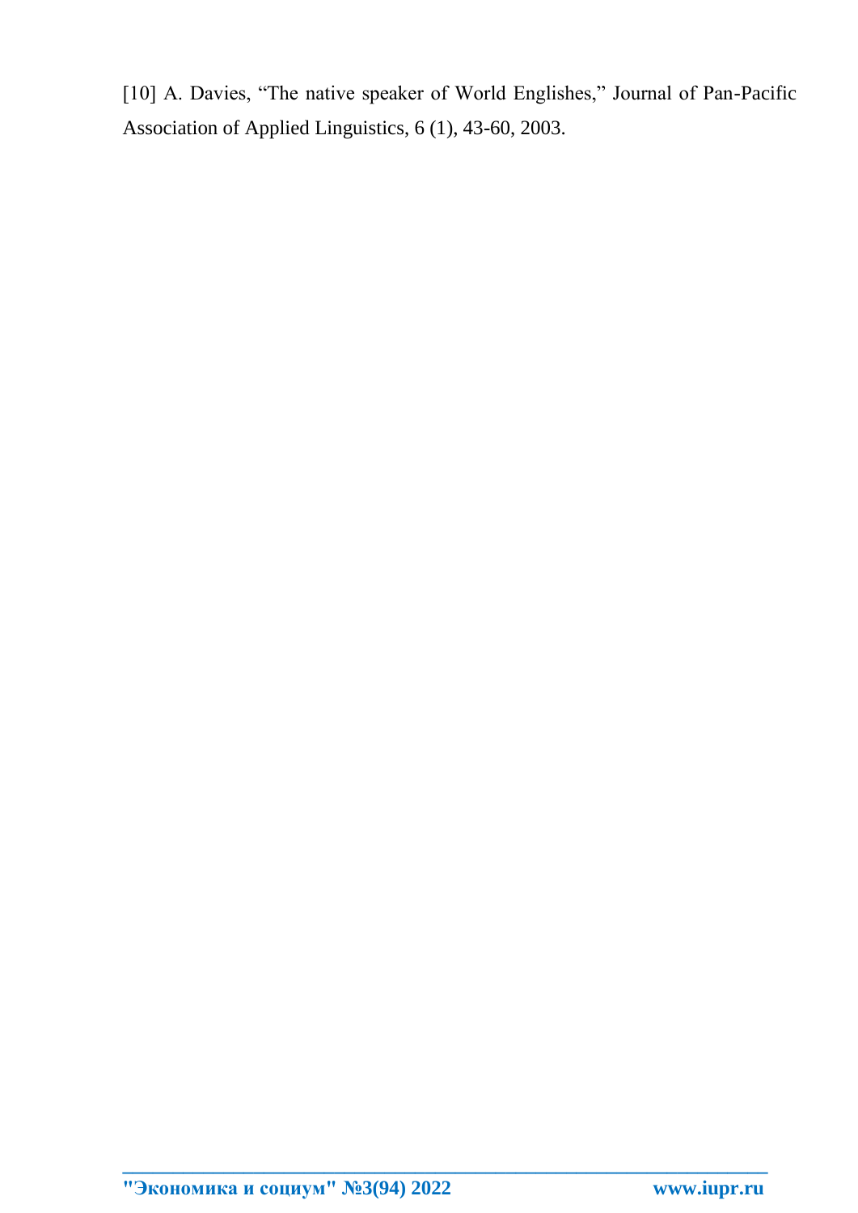[10] A. Davies, "The native speaker of World Englishes," Journal of Pan-Pacific Association of Applied Linguistics, 6 (1), 43-60, 2003.